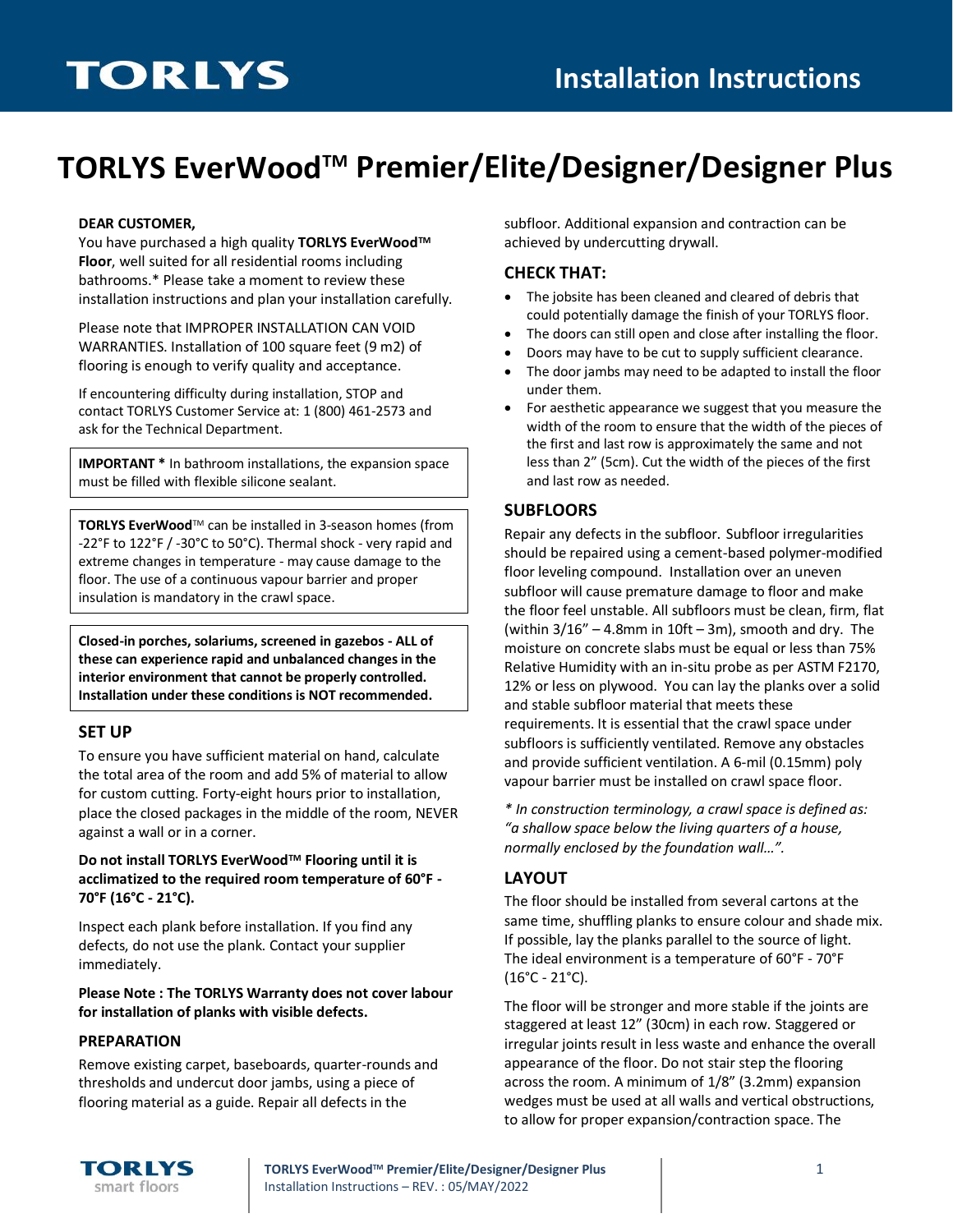# TORLYS EverWood™ Premier/Elite/Designer/Designer Plus

**DEAR CUSTOMER,**
You have purchased a high quality **TORLYS EverWood™ Floor**, well suited for all residential rooms including bathrooms.* Please take a moment to review these installation instructions and plan your installation carefully.

Please note that IMPROPER INSTALLATION CAN VOID WARRANTIES. Installation of 100 square feet (9 m2) of flooring is enough to verify quality and acceptance.

If encountering difficulty during installation, STOP and contact TORLYS Customer Service at: 1 (800) 461-2573 and ask for the Technical Department.

**IMPORTANT *** In bathroom installations, the expansion space must be filled with flexible silicone sealant.

**TORLYS EverWood**™ can be installed in 3-season homes (from -22°F to 122°F / -30°C to 50°C). Thermal shock - very rapid and extreme changes in temperature - may cause damage to the floor. The use of a continuous vapour barrier and proper insulation is mandatory in the crawl space.

**Closed-in porches, solariums, screened in gazebos - ALL of these can experience rapid and unbalanced changes in the interior environment that cannot be properly controlled. Installation under these conditions is NOT recommended.**

### SET UP

To ensure you have sufficient material on hand, calculate the total area of the room and add 5% of material to allow for custom cutting. Forty-eight hours prior to installation, place the closed packages in the middle of the room, NEVER against a wall or in a corner.

**Do not install TORLYS EverWood™ Flooring until it is acclimatized to the required room temperature of 60°F - 70°F (16°C - 21°C).**

Inspect each plank before installation. If you find any defects, do not use the plank. Contact your supplier immediately.

**Please Note : The TORLYS Warranty does not cover labour for installation of planks with visible defects.**

### PREPARATION

Remove existing carpet, baseboards, quarter-rounds and thresholds and undercut door jambs, using a piece of flooring material as a guide. Repair all defects in the subfloor. Additional expansion and contraction can be achieved by undercutting drywall.

### CHECK THAT:

- The jobsite has been cleaned and cleared of debris that could potentially damage the finish of your TORLYS floor.
- The doors can still open and close after installing the floor.
- Doors may have to be cut to supply sufficient clearance.
- The door jambs may need to be adapted to install the floor under them.
- For aesthetic appearance we suggest that you measure the width of the room to ensure that the width of the pieces of the first and last row is approximately the same and not less than 2" (5cm). Cut the width of the pieces of the first and last row as needed.

### SUBFLOORS

Repair any defects in the subfloor. Subfloor irregularities should be repaired using a cement-based polymer-modified floor leveling compound. Installation over an uneven subfloor will cause premature damage to floor and make the floor feel unstable. All subfloors must be clean, firm, flat (within 3/16" – 4.8mm in 10ft – 3m), smooth and dry. The moisture on concrete slabs must be equal or less than 75% Relative Humidity with an in-situ probe as per ASTM F2170, 12% or less on plywood. You can lay the planks over a solid and stable subfloor material that meets these requirements. It is essential that the crawl space under subfloors is sufficiently ventilated. Remove any obstacles and provide sufficient ventilation. A 6-mil (0.15mm) poly vapour barrier must be installed on crawl space floor.

*\* In construction terminology, a crawl space is defined as: "a shallow space below the living quarters of a house, normally enclosed by the foundation wall…".*

### LAYOUT

The floor should be installed from several cartons at the same time, shuffling planks to ensure colour and shade mix. If possible, lay the planks parallel to the source of light. The ideal environment is a temperature of 60°F - 70°F (16°C - 21°C).

The floor will be stronger and more stable if the joints are staggered at least 12" (30cm) in each row. Staggered or irregular joints result in less waste and enhance the overall appearance of the floor. Do not stair step the flooring across the room. A minimum of 1/8" (3.2mm) expansion wedges must be used at all walls and vertical obstructions, to allow for proper expansion/contraction space. The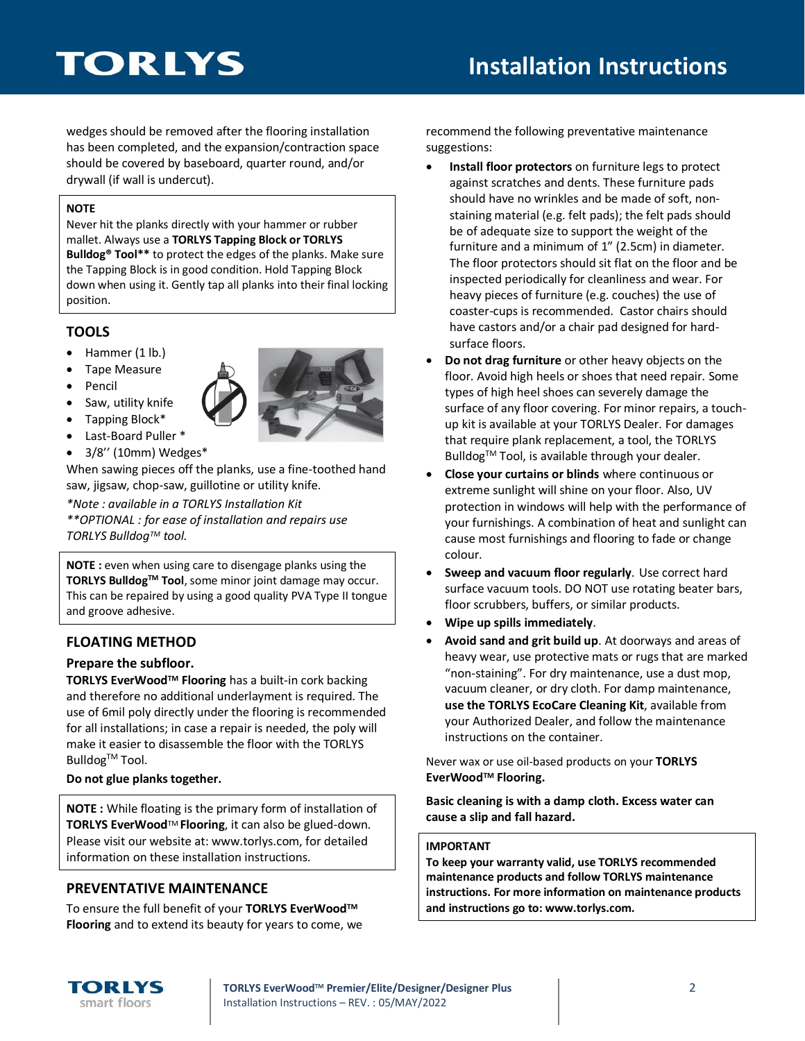wedges should be removed after the flooring installation has been completed, and the expansion/contraction space should be covered by baseboard, quarter round, and/or drywall (if wall is undercut).

> **NOTE**
> Never hit the planks directly with your hammer or rubber mallet. Always use a **TORLYS Tapping Block or TORLYS Bulldog® Tool**** to protect the edges of the planks. Make sure the Tapping Block is in good condition. Hold Tapping Block down when using it. Gently tap all planks into their final locking position.

## TOOLS

- Hammer (1 lb.)
- Tape Measure
- Pencil
- Saw, utility knife
- Tapping Block*
- Last-Board Puller *
- 3/8'' (10mm) Wedges*

When sawing pieces off the planks, use a fine-toothed hand saw, jigsaw, chop-saw, guillotine or utility knife.

*\*Note : available in a TORLYS Installation Kit*
*\*\*OPTIONAL : for ease of installation and repairs use TORLYS Bulldog™ tool.*

> **NOTE :** even when using care to disengage planks using the **TORLYS Bulldog™ Tool**, some minor joint damage may occur. This can be repaired by using a good quality PVA Type II tongue and groove adhesive.

## FLOATING METHOD

### Prepare the subfloor.

**TORLYS EverWood™ Flooring** has a built-in cork backing and therefore no additional underlayment is required. The use of 6mil poly directly under the flooring is recommended for all installations; in case a repair is needed, the poly will make it easier to disassemble the floor with the TORLYS Bulldog™ Tool.

**Do not glue planks together.**

> **NOTE :** While floating is the primary form of installation of **TORLYS EverWood™ Flooring**, it can also be glued-down. Please visit our website at: www.torlys.com, for detailed information on these installation instructions.

## PREVENTATIVE MAINTENANCE

To ensure the full benefit of your **TORLYS EverWood™ Flooring** and to extend its beauty for years to come, we recommend the following preventative maintenance suggestions:

- **Install floor protectors** on furniture legs to protect against scratches and dents. These furniture pads should have no wrinkles and be made of soft, non-staining material (e.g. felt pads); the felt pads should be of adequate size to support the weight of the furniture and a minimum of 1" (2.5cm) in diameter. The floor protectors should sit flat on the floor and be inspected periodically for cleanliness and wear. For heavy pieces of furniture (e.g. couches) the use of coaster-cups is recommended. Castor chairs should have castors and/or a chair pad designed for hard-surface floors.
- **Do not drag furniture** or other heavy objects on the floor. Avoid high heels or shoes that need repair. Some types of high heel shoes can severely damage the surface of any floor covering. For minor repairs, a touch-up kit is available at your TORLYS Dealer. For damages that require plank replacement, a tool, the TORLYS Bulldog™ Tool, is available through your dealer.
- **Close your curtains or blinds** where continuous or extreme sunlight will shine on your floor. Also, UV protection in windows will help with the performance of your furnishings. A combination of heat and sunlight can cause most furnishings and flooring to fade or change colour.
- **Sweep and vacuum floor regularly**. Use correct hard surface vacuum tools. DO NOT use rotating beater bars, floor scrubbers, buffers, or similar products.
- **Wipe up spills immediately**.
- **Avoid sand and grit build up**. At doorways and areas of heavy wear, use protective mats or rugs that are marked "non-staining". For dry maintenance, use a dust mop, vacuum cleaner, or dry cloth. For damp maintenance, **use the TORLYS EcoCare Cleaning Kit**, available from your Authorized Dealer, and follow the maintenance instructions on the container.

Never wax or use oil-based products on your **TORLYS EverWood™ Flooring.**

**Basic cleaning is with a damp cloth. Excess water can cause a slip and fall hazard.**

> **IMPORTANT**
> **To keep your warranty valid, use TORLYS recommended maintenance products and follow TORLYS maintenance instructions. For more information on maintenance products and instructions go to: www.torlys.com.**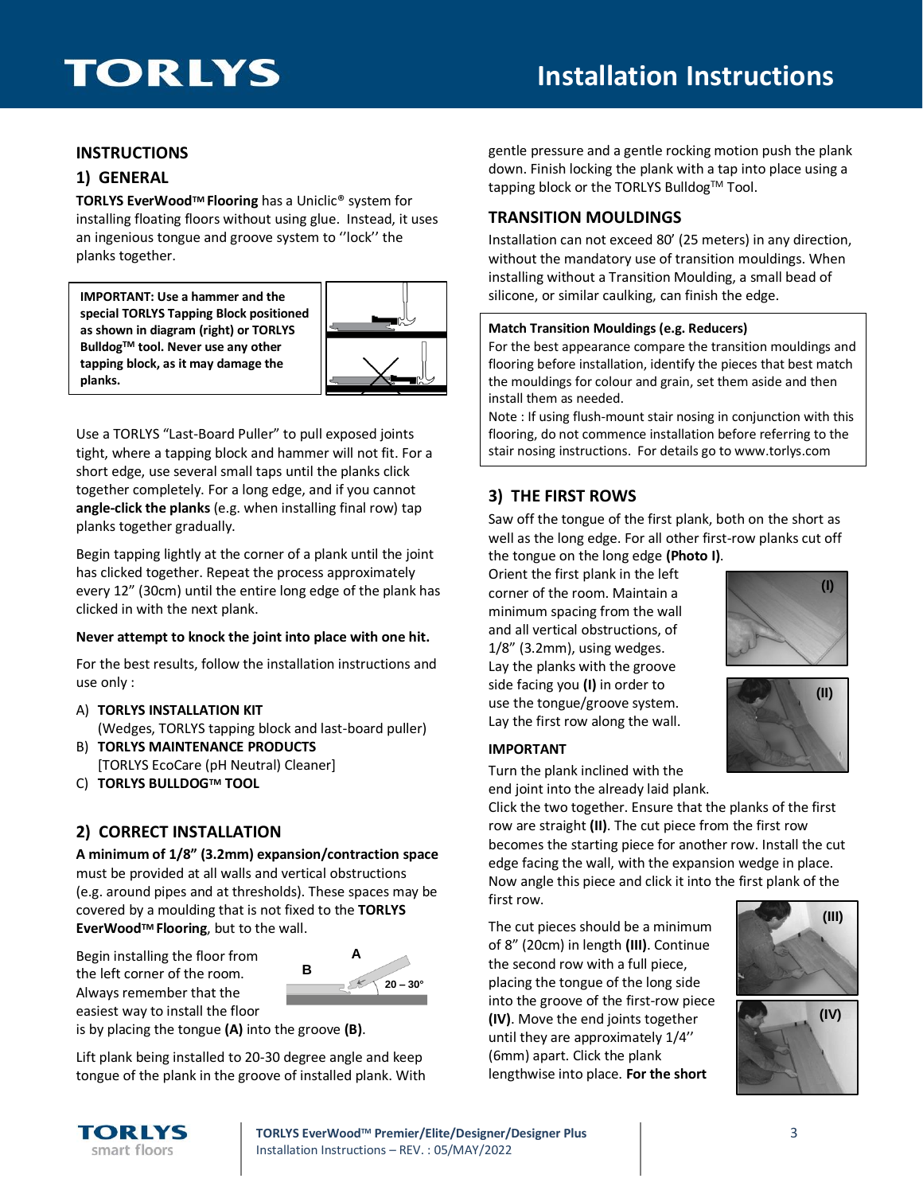## INSTRUCTIONS

### 1) GENERAL

**TORLYS EverWood™ Flooring** has a Uniclic® system for installing floating floors without using glue. Instead, it uses an ingenious tongue and groove system to ''lock'' the planks together.

> **IMPORTANT: Use a hammer and the special TORLYS Tapping Block positioned as shown in diagram (right) or TORLYS Bulldog™ tool. Never use any other tapping block, as it may damage the planks.**

Use a TORLYS "Last-Board Puller" to pull exposed joints tight, where a tapping block and hammer will not fit. For a short edge, use several small taps until the planks click together completely. For a long edge, and if you cannot **angle-click the planks** (e.g. when installing final row) tap planks together gradually.

Begin tapping lightly at the corner of a plank until the joint has clicked together. Repeat the process approximately every 12" (30cm) until the entire long edge of the plank has clicked in with the next plank.

**Never attempt to knock the joint into place with one hit.**

For the best results, follow the installation instructions and use only :

A) **TORLYS INSTALLATION KIT**
   (Wedges, TORLYS tapping block and last-board puller)
B) **TORLYS MAINTENANCE PRODUCTS**
   [TORLYS EcoCare (pH Neutral) Cleaner]
C) **TORLYS BULLDOG™ TOOL**

### 2) CORRECT INSTALLATION

**A minimum of 1/8" (3.2mm) expansion/contraction space** must be provided at all walls and vertical obstructions (e.g. around pipes and at thresholds). These spaces may be covered by a moulding that is not fixed to the **TORLYS EverWood™ Flooring**, but to the wall.

Begin installing the floor from the left corner of the room. Always remember that the easiest way to install the floor is by placing the tongue **(A)** into the groove **(B)**.

Lift plank being installed to 20-30 degree angle and keep tongue of the plank in the groove of installed plank. With gentle pressure and a gentle rocking motion push the plank down. Finish locking the plank with a tap into place using a tapping block or the TORLYS Bulldog™ Tool.

### TRANSITION MOULDINGS

Installation can not exceed 80' (25 meters) in any direction, without the mandatory use of transition mouldings. When installing without a Transition Moulding, a small bead of silicone, or similar caulking, can finish the edge.

> **Match Transition Mouldings (e.g. Reducers)**
> For the best appearance compare the transition mouldings and flooring before installation, identify the pieces that best match the mouldings for colour and grain, set them aside and then install them as needed.
> Note : If using flush-mount stair nosing in conjunction with this flooring, do not commence installation before referring to the stair nosing instructions. For details go to www.torlys.com

### 3) THE FIRST ROWS

Saw off the tongue of the first plank, both on the short as well as the long edge. For all other first-row planks cut off the tongue on the long edge **(Photo I)**.

Orient the first plank in the left corner of the room. Maintain a minimum spacing from the wall and all vertical obstructions, of 1/8" (3.2mm), using wedges. Lay the planks with the groove side facing you **(I)** in order to use the tongue/groove system. Lay the first row along the wall.

**IMPORTANT**

Turn the plank inclined with the end joint into the already laid plank. Click the two together. Ensure that the planks of the first row are straight **(II)**. The cut piece from the first row becomes the starting piece for another row. Install the cut edge facing the wall, with the expansion wedge in place. Now angle this piece and click it into the first plank of the first row.

The cut pieces should be a minimum of 8" (20cm) in length **(III)**. Continue the second row with a full piece, placing the tongue of the long side into the groove of the first-row piece **(IV)**. Move the end joints together until they are approximately 1/4'' (6mm) apart. Click the plank lengthwise into place. **For the short**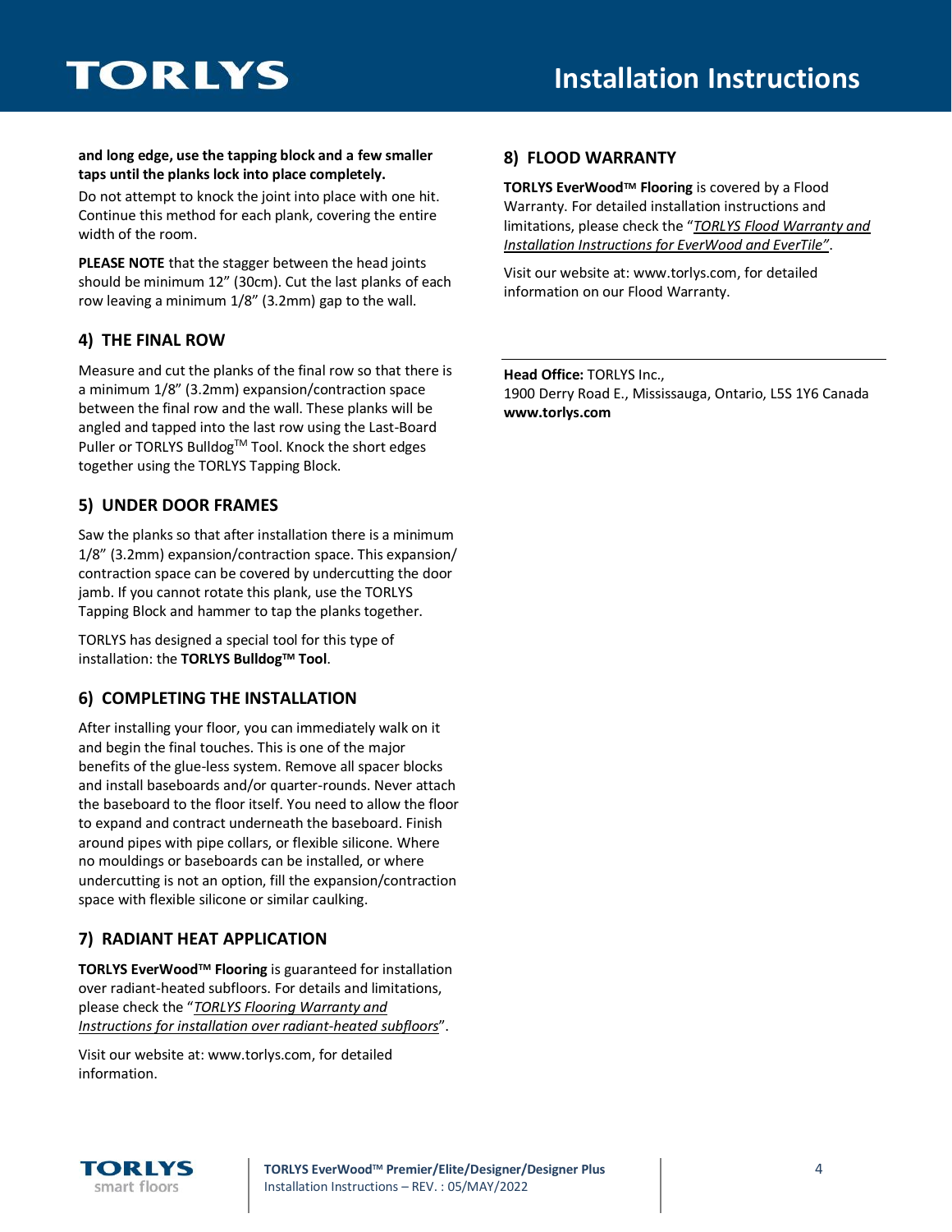**and long edge, use the tapping block and a few smaller taps until the planks lock into place completely.**

Do not attempt to knock the joint into place with one hit. Continue this method for each plank, covering the entire width of the room.

**PLEASE NOTE** that the stagger between the head joints should be minimum 12" (30cm). Cut the last planks of each row leaving a minimum 1/8" (3.2mm) gap to the wall.

## 4) THE FINAL ROW

Measure and cut the planks of the final row so that there is a minimum 1/8" (3.2mm) expansion/contraction space between the final row and the wall. These planks will be angled and tapped into the last row using the Last-Board Puller or TORLYS Bulldog™ Tool. Knock the short edges together using the TORLYS Tapping Block.

## 5) UNDER DOOR FRAMES

Saw the planks so that after installation there is a minimum 1/8" (3.2mm) expansion/contraction space. This expansion/contraction space can be covered by undercutting the door jamb. If you cannot rotate this plank, use the TORLYS Tapping Block and hammer to tap the planks together.

TORLYS has designed a special tool for this type of installation: the **TORLYS Bulldog™ Tool**.

## 6) COMPLETING THE INSTALLATION

After installing your floor, you can immediately walk on it and begin the final touches. This is one of the major benefits of the glue-less system. Remove all spacer blocks and install baseboards and/or quarter-rounds. Never attach the baseboard to the floor itself. You need to allow the floor to expand and contract underneath the baseboard. Finish around pipes with pipe collars, or flexible silicone. Where no mouldings or baseboards can be installed, or where undercutting is not an option, fill the expansion/contraction space with flexible silicone or similar caulking.

## 7) RADIANT HEAT APPLICATION

**TORLYS EverWood™ Flooring** is guaranteed for installation over radiant-heated subfloors. For details and limitations, please check the "*TORLYS Flooring Warranty and Instructions for installation over radiant-heated subfloors*".

Visit our website at: www.torlys.com, for detailed information.

## 8) FLOOD WARRANTY

**TORLYS EverWood™ Flooring** is covered by a Flood Warranty. For detailed installation instructions and limitations, please check the "*TORLYS Flood Warranty and Installation Instructions for EverWood and EverTile"*.

Visit our website at: www.torlys.com, for detailed information on our Flood Warranty.

---

**Head Office:** TORLYS Inc.,
1900 Derry Road E., Mississauga, Ontario, L5S 1Y6 Canada
**www.torlys.com**